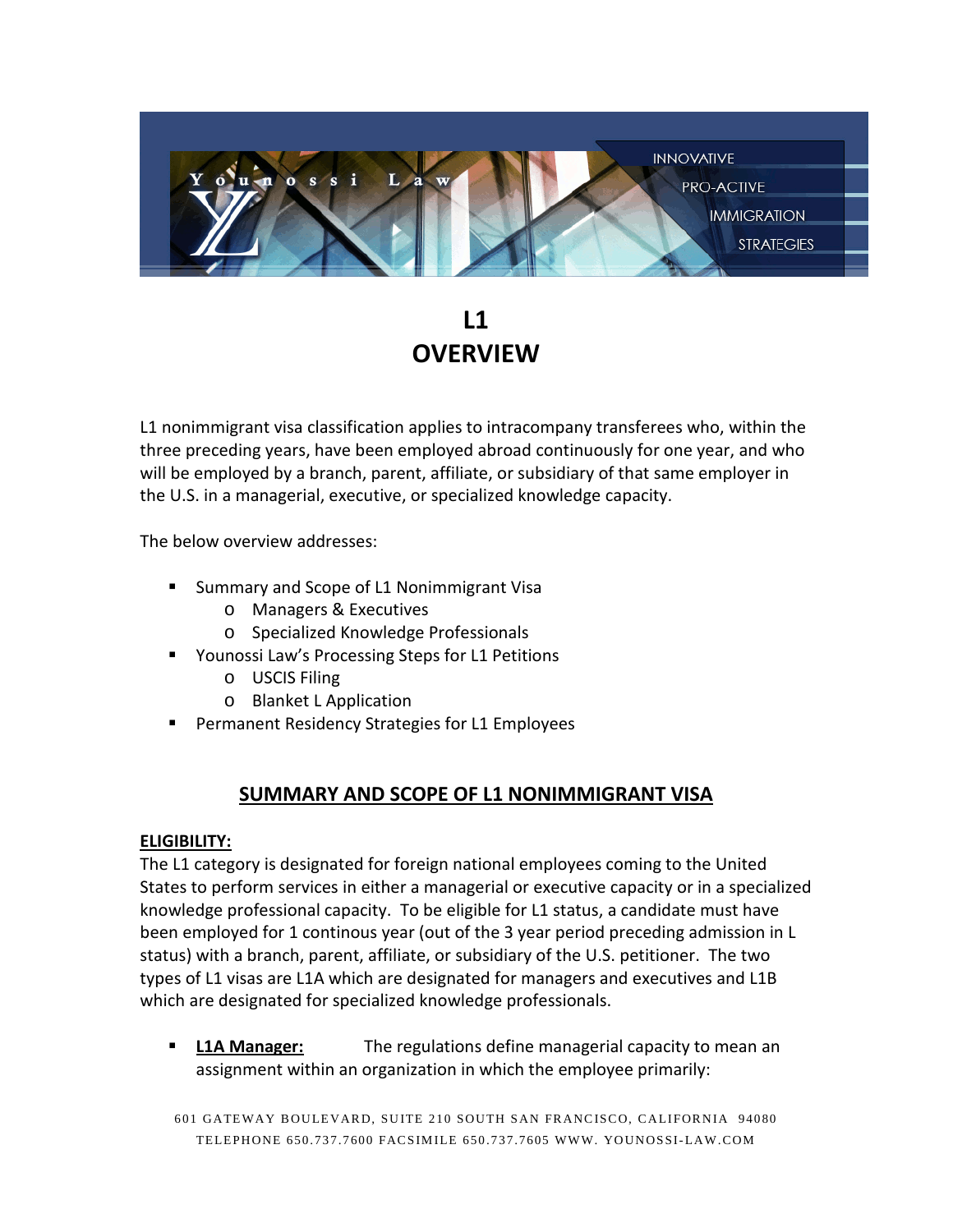# L1 OVERVIEW

L1 nonimmigrant visa classification applies to intracompany transferees who, within the three preceding years, have been employed abroad continuously for one year, and who will be employed by a branch, parent, affiliate, or subsidiary of that same employer in the U.S. in a managerial, executive, or specialized knowledge capacity.

The below overview addresses:

- Summary and Scope of L1 Nonimmigrant Visa
  - Managers & Executives
  - Specialized Knowledge Professionals
- Younossi Law's Processing Steps for L1 Petitions
  - USCIS Filing
  - Blanket L Application
- Permanent Residency Strategies for L1 Employees

## SUMMARY AND SCOPE OF L1 NONIMMIGRANT VISA

**ELIGIBILITY:**

The L1 category is designated for foreign national employees coming to the United States to perform services in either a managerial or executive capacity or in a specialized knowledge professional capacity. To be eligible for L1 status, a candidate must have been employed for 1 continous year (out of the 3 year period preceding admission in L status) with a branch, parent, affiliate, or subsidiary of the U.S. petitioner. The two types of L1 visas are L1A which are designated for managers and executives and L1B which are designated for specialized knowledge professionals.

- **L1A Manager:** The regulations define managerial capacity to mean an assignment within an organization in which the employee primarily: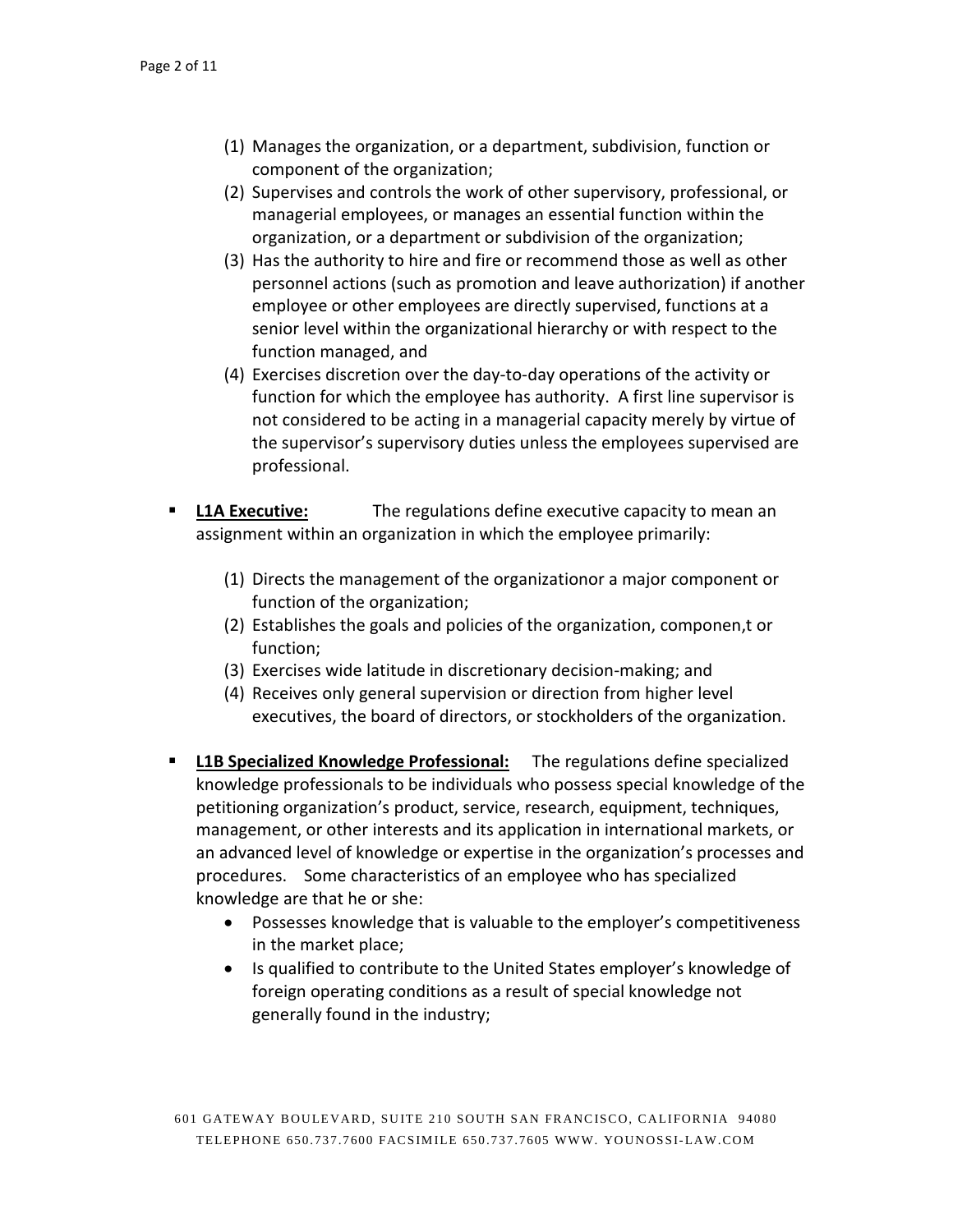(1) Manages the organization, or a department, subdivision, function or component of the organization;
(2) Supervises and controls the work of other supervisory, professional, or managerial employees, or manages an essential function within the organization, or a department or subdivision of the organization;
(3) Has the authority to hire and fire or recommend those as well as other personnel actions (such as promotion and leave authorization) if another employee or other employees are directly supervised, functions at a senior level within the organizational hierarchy or with respect to the function managed, and
(4) Exercises discretion over the day-to-day operations of the activity or function for which the employee has authority. A first line supervisor is not considered to be acting in a managerial capacity merely by virtue of the supervisor's supervisory duties unless the employees supervised are professional.

- **L1A Executive:** The regulations define executive capacity to mean an assignment within an organization in which the employee primarily:

  (1) Directs the management of the organizationor a major component or function of the organization;
  (2) Establishes the goals and policies of the organization, componen,t or function;
  (3) Exercises wide latitude in discretionary decision-making; and
  (4) Receives only general supervision or direction from higher level executives, the board of directors, or stockholders of the organization.

- **L1B Specialized Knowledge Professional:** The regulations define specialized knowledge professionals to be individuals who possess special knowledge of the petitioning organization's product, service, research, equipment, techniques, management, or other interests and its application in international markets, or an advanced level of knowledge or expertise in the organization's processes and procedures. Some characteristics of an employee who has specialized knowledge are that he or she:
  - Possesses knowledge that is valuable to the employer's competitiveness in the market place;
  - Is qualified to contribute to the United States employer's knowledge of foreign operating conditions as a result of special knowledge not generally found in the industry;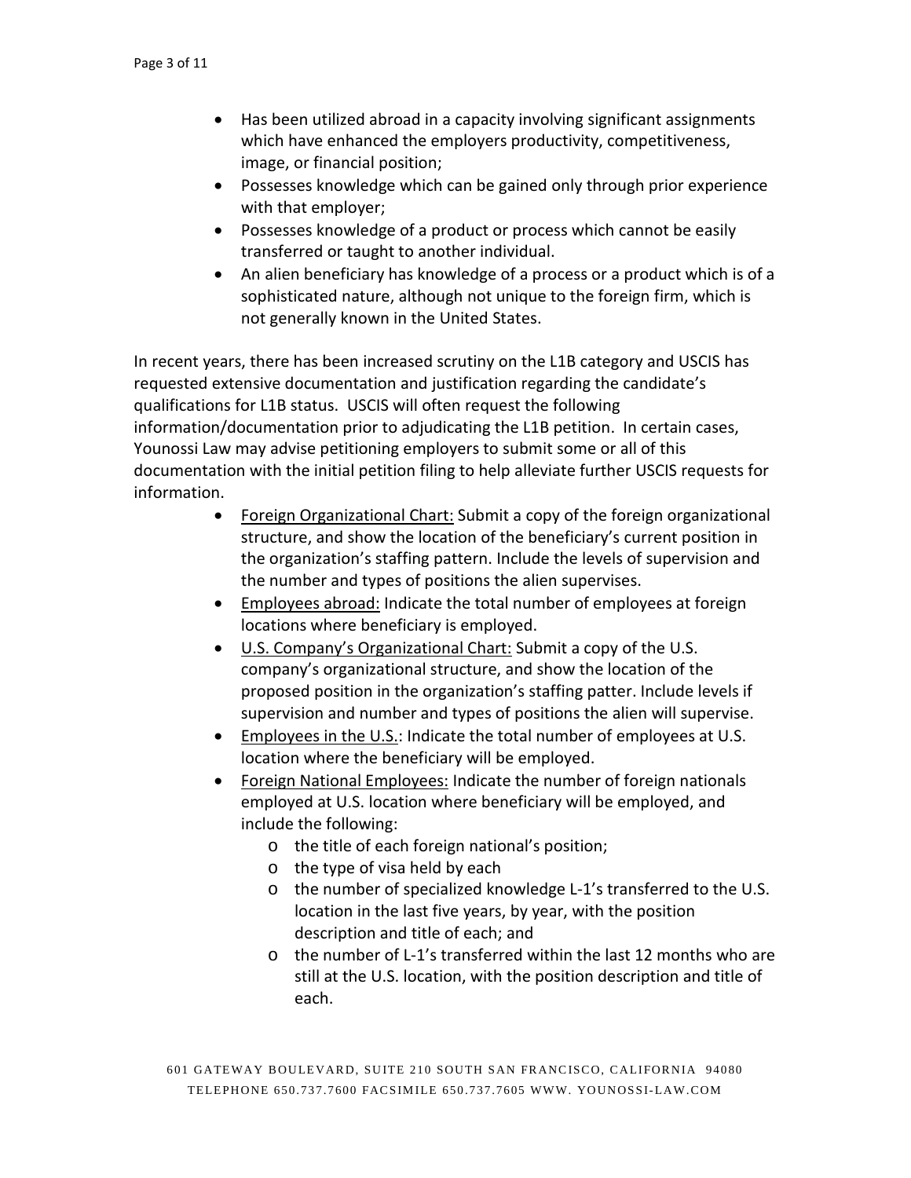- Has been utilized abroad in a capacity involving significant assignments which have enhanced the employers productivity, competitiveness, image, or financial position;
- Possesses knowledge which can be gained only through prior experience with that employer;
- Possesses knowledge of a product or process which cannot be easily transferred or taught to another individual.
- An alien beneficiary has knowledge of a process or a product which is of a sophisticated nature, although not unique to the foreign firm, which is not generally known in the United States.

In recent years, there has been increased scrutiny on the L1B category and USCIS has requested extensive documentation and justification regarding the candidate's qualifications for L1B status. USCIS will often request the following information/documentation prior to adjudicating the L1B petition. In certain cases, Younossi Law may advise petitioning employers to submit some or all of this documentation with the initial petition filing to help alleviate further USCIS requests for information.

- <u>Foreign Organizational Chart:</u> Submit a copy of the foreign organizational structure, and show the location of the beneficiary's current position in the organization's staffing pattern. Include the levels of supervision and the number and types of positions the alien supervises.
- <u>Employees abroad:</u> Indicate the total number of employees at foreign locations where beneficiary is employed.
- <u>U.S. Company's Organizational Chart:</u> Submit a copy of the U.S. company's organizational structure, and show the location of the proposed position in the organization's staffing patter. Include levels if supervision and number and types of positions the alien will supervise.
- <u>Employees in the U.S.</u>: Indicate the total number of employees at U.S. location where the beneficiary will be employed.
- <u>Foreign National Employees:</u> Indicate the number of foreign nationals employed at U.S. location where beneficiary will be employed, and include the following:
    - the title of each foreign national's position;
    - the type of visa held by each
    - the number of specialized knowledge L-1's transferred to the U.S. location in the last five years, by year, with the position description and title of each; and
    - the number of L-1's transferred within the last 12 months who are still at the U.S. location, with the position description and title of each.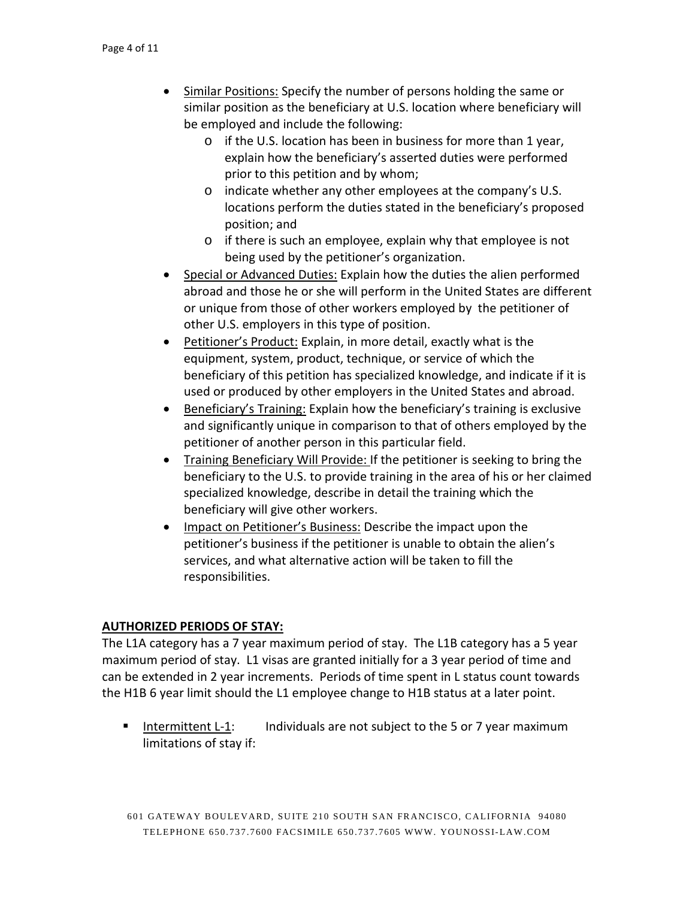- Similar Positions: Specify the number of persons holding the same or similar position as the beneficiary at U.S. location where beneficiary will be employed and include the following:
  - if the U.S. location has been in business for more than 1 year, explain how the beneficiary's asserted duties were performed prior to this petition and by whom;
  - indicate whether any other employees at the company's U.S. locations perform the duties stated in the beneficiary's proposed position; and
  - if there is such an employee, explain why that employee is not being used by the petitioner's organization.
- Special or Advanced Duties: Explain how the duties the alien performed abroad and those he or she will perform in the United States are different or unique from those of other workers employed by the petitioner of other U.S. employers in this type of position.
- Petitioner's Product: Explain, in more detail, exactly what is the equipment, system, product, technique, or service of which the beneficiary of this petition has specialized knowledge, and indicate if it is used or produced by other employers in the United States and abroad.
- Beneficiary's Training: Explain how the beneficiary's training is exclusive and significantly unique in comparison to that of others employed by the petitioner of another person in this particular field.
- Training Beneficiary Will Provide: If the petitioner is seeking to bring the beneficiary to the U.S. to provide training in the area of his or her claimed specialized knowledge, describe in detail the training which the beneficiary will give other workers.
- Impact on Petitioner's Business: Describe the impact upon the petitioner's business if the petitioner is unable to obtain the alien's services, and what alternative action will be taken to fill the responsibilities.

**AUTHORIZED PERIODS OF STAY:**

The L1A category has a 7 year maximum period of stay. The L1B category has a 5 year maximum period of stay. L1 visas are granted initially for a 3 year period of time and can be extended in 2 year increments. Periods of time spent in L status count towards the H1B 6 year limit should the L1 employee change to H1B status at a later point.

- Intermittent L-1: Individuals are not subject to the 5 or 7 year maximum limitations of stay if: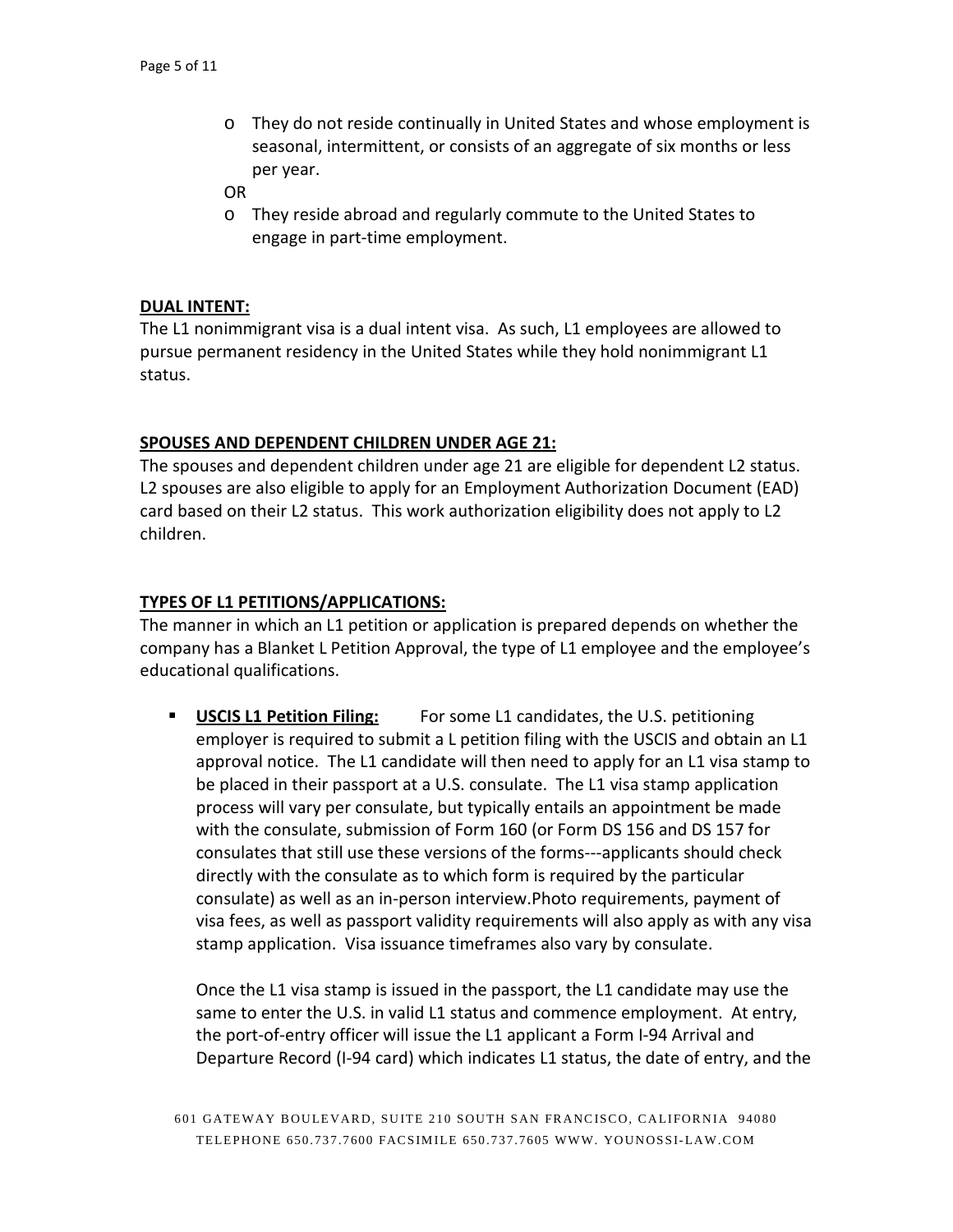- They do not reside continually in United States and whose employment is seasonal, intermittent, or consists of an aggregate of six months or less per year.

  OR

- They reside abroad and regularly commute to the United States to engage in part-time employment.

**DUAL INTENT:**

The L1 nonimmigrant visa is a dual intent visa. As such, L1 employees are allowed to pursue permanent residency in the United States while they hold nonimmigrant L1 status.

**SPOUSES AND DEPENDENT CHILDREN UNDER AGE 21:**

The spouses and dependent children under age 21 are eligible for dependent L2 status. L2 spouses are also eligible to apply for an Employment Authorization Document (EAD) card based on their L2 status. This work authorization eligibility does not apply to L2 children.

**TYPES OF L1 PETITIONS/APPLICATIONS:**

The manner in which an L1 petition or application is prepared depends on whether the company has a Blanket L Petition Approval, the type of L1 employee and the employee's educational qualifications.

- **USCIS L1 Petition Filing:** For some L1 candidates, the U.S. petitioning employer is required to submit a L petition filing with the USCIS and obtain an L1 approval notice. The L1 candidate will then need to apply for an L1 visa stamp to be placed in their passport at a U.S. consulate. The L1 visa stamp application process will vary per consulate, but typically entails an appointment be made with the consulate, submission of Form 160 (or Form DS 156 and DS 157 for consulates that still use these versions of the forms---applicants should check directly with the consulate as to which form is required by the particular consulate) as well as an in-person interview.Photo requirements, payment of visa fees, as well as passport validity requirements will also apply as with any visa stamp application. Visa issuance timeframes also vary by consulate.

  Once the L1 visa stamp is issued in the passport, the L1 candidate may use the same to enter the U.S. in valid L1 status and commence employment. At entry, the port-of-entry officer will issue the L1 applicant a Form I-94 Arrival and Departure Record (I-94 card) which indicates L1 status, the date of entry, and the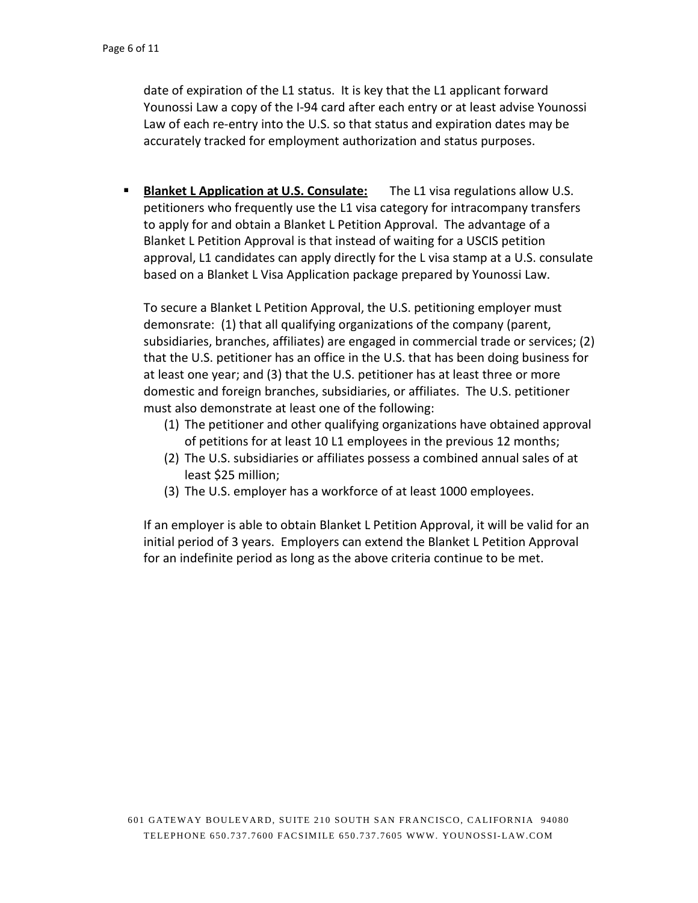date of expiration of the L1 status. It is key that the L1 applicant forward Younossi Law a copy of the I-94 card after each entry or at least advise Younossi Law of each re-entry into the U.S. so that status and expiration dates may be accurately tracked for employment authorization and status purposes.

- **Blanket L Application at U.S. Consulate:** The L1 visa regulations allow U.S. petitioners who frequently use the L1 visa category for intracompany transfers to apply for and obtain a Blanket L Petition Approval. The advantage of a Blanket L Petition Approval is that instead of waiting for a USCIS petition approval, L1 candidates can apply directly for the L visa stamp at a U.S. consulate based on a Blanket L Visa Application package prepared by Younossi Law.

  To secure a Blanket L Petition Approval, the U.S. petitioning employer must demonsrate: (1) that all qualifying organizations of the company (parent, subsidiaries, branches, affiliates) are engaged in commercial trade or services; (2) that the U.S. petitioner has an office in the U.S. that has been doing business for at least one year; and (3) that the U.S. petitioner has at least three or more domestic and foreign branches, subsidiaries, or affiliates. The U.S. petitioner must also demonstrate at least one of the following:

  1. The petitioner and other qualifying organizations have obtained approval of petitions for at least 10 L1 employees in the previous 12 months;
  2. The U.S. subsidiaries or affiliates possess a combined annual sales of at least $25 million;
  3. The U.S. employer has a workforce of at least 1000 employees.

  If an employer is able to obtain Blanket L Petition Approval, it will be valid for an initial period of 3 years. Employers can extend the Blanket L Petition Approval for an indefinite period as long as the above criteria continue to be met.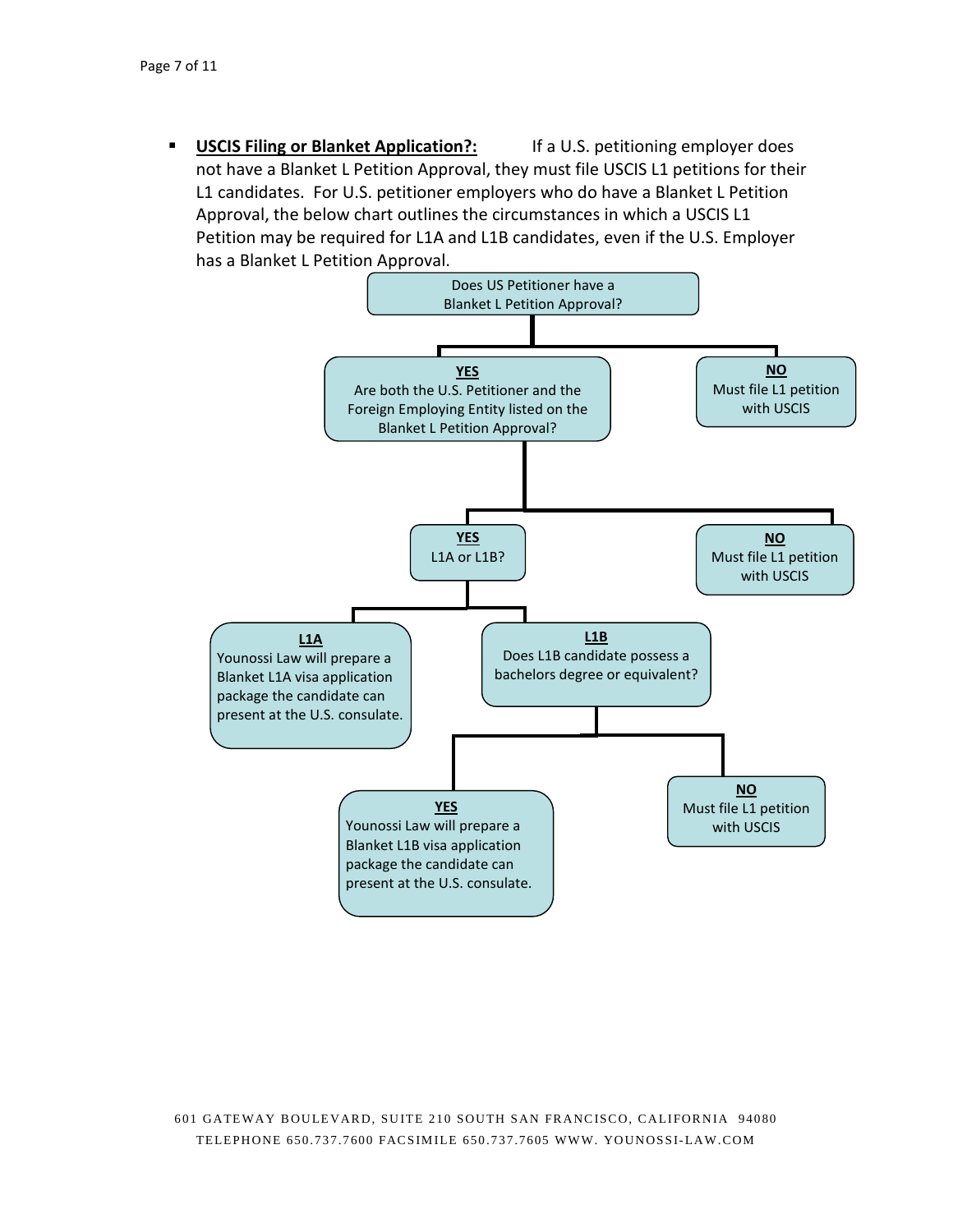- **USCIS Filing or Blanket Application?:** If a U.S. petitioning employer does not have a Blanket L Petition Approval, they must file USCIS L1 petitions for their L1 candidates. For U.S. petitioner employers who do have a Blanket L Petition Approval, the below chart outlines the circumstances in which a USCIS L1 Petition may be required for L1A and L1B candidates, even if the U.S. Employer has a Blanket L Petition Approval.

Does US Petitioner have a Blanket L Petition Approval?

- **NO**
  Must file L1 petition with USCIS
- **YES**
  Are both the U.S. Petitioner and the Foreign Employing Entity listed on the Blanket L Petition Approval?
  - **NO**
    Must file L1 petition with USCIS
  - **YES**
    L1A or L1B?
    - **L1A**
      Younossi Law will prepare a Blanket L1A visa application package the candidate can present at the U.S. consulate.
    - **L1B**
      Does L1B candidate possess a bachelors degree or equivalent?
      - **YES**
        Younossi Law will prepare a Blanket L1B visa application package the candidate can present at the U.S. consulate.
      - **NO**
        Must file L1 petition with USCIS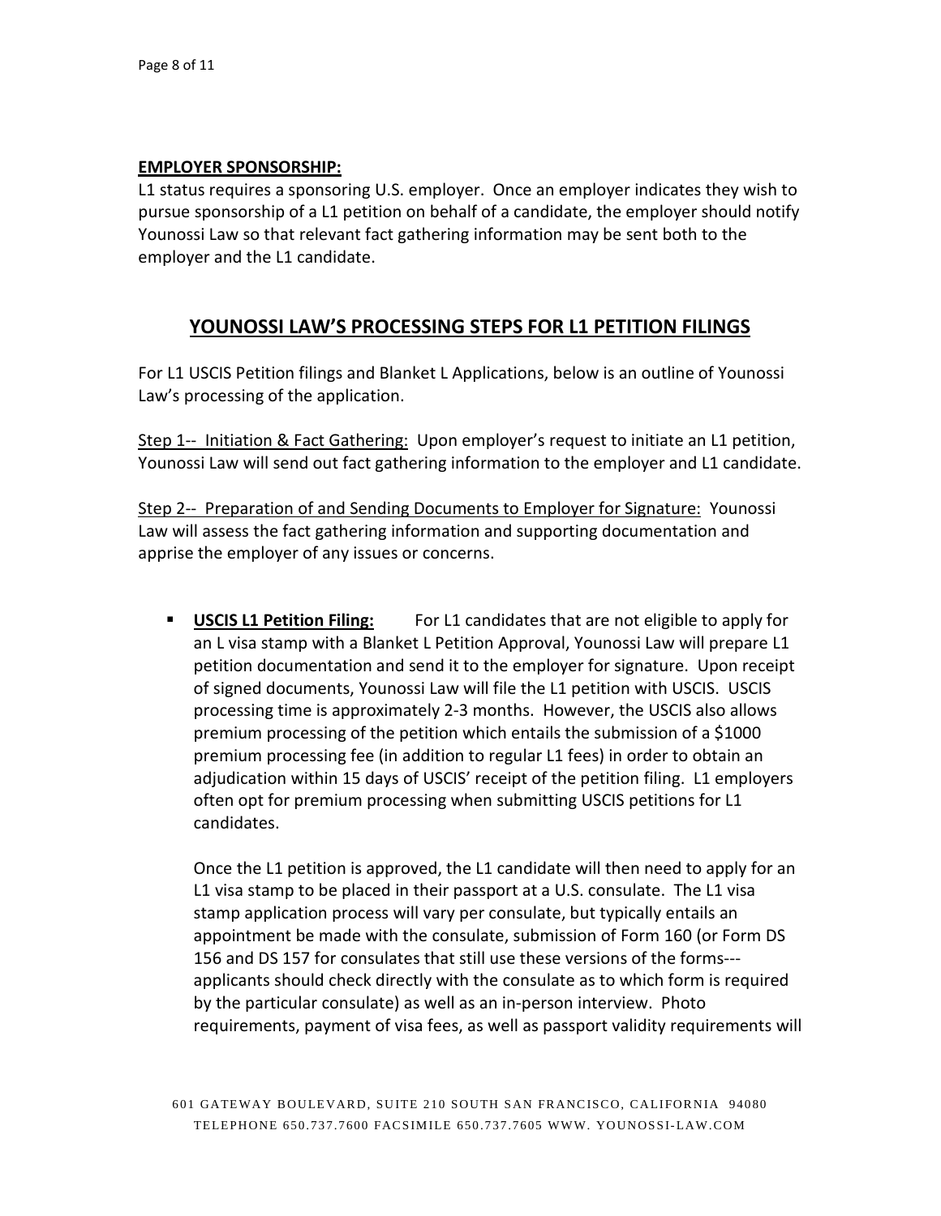**EMPLOYER SPONSORSHIP:**

L1 status requires a sponsoring U.S. employer. Once an employer indicates they wish to pursue sponsorship of a L1 petition on behalf of a candidate, the employer should notify Younossi Law so that relevant fact gathering information may be sent both to the employer and the L1 candidate.

## YOUNOSSI LAW'S PROCESSING STEPS FOR L1 PETITION FILINGS

For L1 USCIS Petition filings and Blanket L Applications, below is an outline of Younossi Law's processing of the application.

Step 1-- Initiation & Fact Gathering: Upon employer's request to initiate an L1 petition, Younossi Law will send out fact gathering information to the employer and L1 candidate.

Step 2-- Preparation of and Sending Documents to Employer for Signature: Younossi Law will assess the fact gathering information and supporting documentation and apprise the employer of any issues or concerns.

- **USCIS L1 Petition Filing:** For L1 candidates that are not eligible to apply for an L visa stamp with a Blanket L Petition Approval, Younossi Law will prepare L1 petition documentation and send it to the employer for signature. Upon receipt of signed documents, Younossi Law will file the L1 petition with USCIS. USCIS processing time is approximately 2-3 months. However, the USCIS also allows premium processing of the petition which entails the submission of a $1000 premium processing fee (in addition to regular L1 fees) in order to obtain an adjudication within 15 days of USCIS' receipt of the petition filing. L1 employers often opt for premium processing when submitting USCIS petitions for L1 candidates.

  Once the L1 petition is approved, the L1 candidate will then need to apply for an L1 visa stamp to be placed in their passport at a U.S. consulate. The L1 visa stamp application process will vary per consulate, but typically entails an appointment be made with the consulate, submission of Form 160 (or Form DS 156 and DS 157 for consulates that still use these versions of the forms--- applicants should check directly with the consulate as to which form is required by the particular consulate) as well as an in-person interview. Photo requirements, payment of visa fees, as well as passport validity requirements will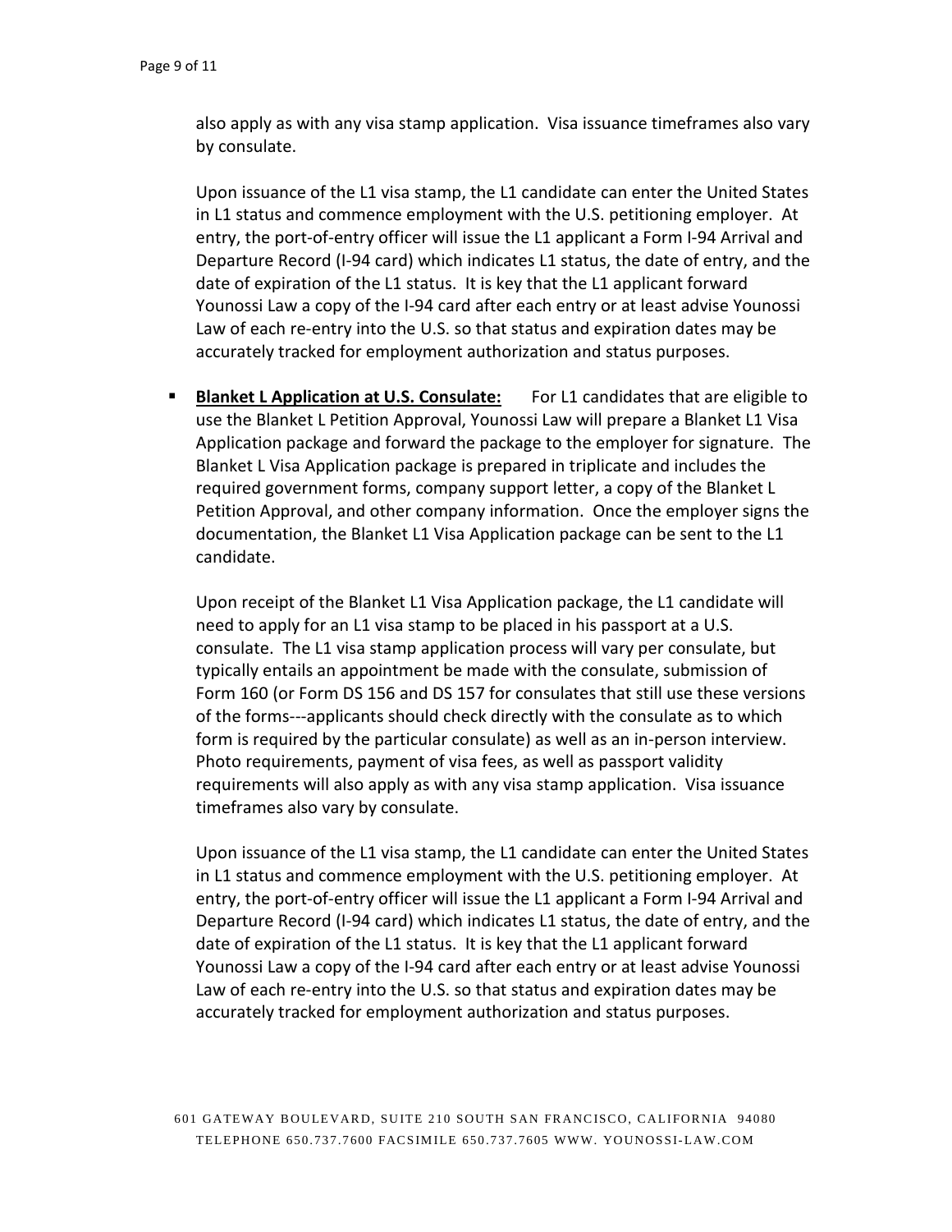also apply as with any visa stamp application. Visa issuance timeframes also vary by consulate.

Upon issuance of the L1 visa stamp, the L1 candidate can enter the United States in L1 status and commence employment with the U.S. petitioning employer. At entry, the port-of-entry officer will issue the L1 applicant a Form I-94 Arrival and Departure Record (I-94 card) which indicates L1 status, the date of entry, and the date of expiration of the L1 status. It is key that the L1 applicant forward Younossi Law a copy of the I-94 card after each entry or at least advise Younossi Law of each re-entry into the U.S. so that status and expiration dates may be accurately tracked for employment authorization and status purposes.

- **<u>Blanket L Application at U.S. Consulate:</u>** For L1 candidates that are eligible to use the Blanket L Petition Approval, Younossi Law will prepare a Blanket L1 Visa Application package and forward the package to the employer for signature. The Blanket L Visa Application package is prepared in triplicate and includes the required government forms, company support letter, a copy of the Blanket L Petition Approval, and other company information. Once the employer signs the documentation, the Blanket L1 Visa Application package can be sent to the L1 candidate.

  Upon receipt of the Blanket L1 Visa Application package, the L1 candidate will need to apply for an L1 visa stamp to be placed in his passport at a U.S. consulate. The L1 visa stamp application process will vary per consulate, but typically entails an appointment be made with the consulate, submission of Form 160 (or Form DS 156 and DS 157 for consulates that still use these versions of the forms---applicants should check directly with the consulate as to which form is required by the particular consulate) as well as an in-person interview. Photo requirements, payment of visa fees, as well as passport validity requirements will also apply as with any visa stamp application. Visa issuance timeframes also vary by consulate.

  Upon issuance of the L1 visa stamp, the L1 candidate can enter the United States in L1 status and commence employment with the U.S. petitioning employer. At entry, the port-of-entry officer will issue the L1 applicant a Form I-94 Arrival and Departure Record (I-94 card) which indicates L1 status, the date of entry, and the date of expiration of the L1 status. It is key that the L1 applicant forward Younossi Law a copy of the I-94 card after each entry or at least advise Younossi Law of each re-entry into the U.S. so that status and expiration dates may be accurately tracked for employment authorization and status purposes.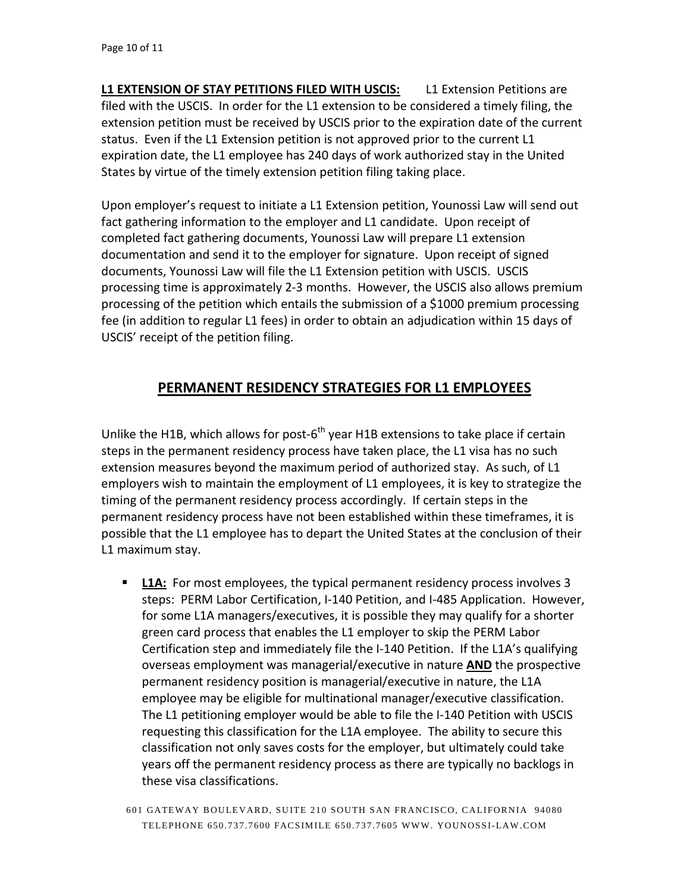**L1 EXTENSION OF STAY PETITIONS FILED WITH USCIS:** L1 Extension Petitions are filed with the USCIS. In order for the L1 extension to be considered a timely filing, the extension petition must be received by USCIS prior to the expiration date of the current status. Even if the L1 Extension petition is not approved prior to the current L1 expiration date, the L1 employee has 240 days of work authorized stay in the United States by virtue of the timely extension petition filing taking place.

Upon employer's request to initiate a L1 Extension petition, Younossi Law will send out fact gathering information to the employer and L1 candidate. Upon receipt of completed fact gathering documents, Younossi Law will prepare L1 extension documentation and send it to the employer for signature. Upon receipt of signed documents, Younossi Law will file the L1 Extension petition with USCIS. USCIS processing time is approximately 2-3 months. However, the USCIS also allows premium processing of the petition which entails the submission of a $1000 premium processing fee (in addition to regular L1 fees) in order to obtain an adjudication within 15 days of USCIS' receipt of the petition filing.

## PERMANENT RESIDENCY STRATEGIES FOR L1 EMPLOYEES

Unlike the H1B, which allows for post-6th year H1B extensions to take place if certain steps in the permanent residency process have taken place, the L1 visa has no such extension measures beyond the maximum period of authorized stay. As such, of L1 employers wish to maintain the employment of L1 employees, it is key to strategize the timing of the permanent residency process accordingly. If certain steps in the permanent residency process have not been established within these timeframes, it is possible that the L1 employee has to depart the United States at the conclusion of their L1 maximum stay.

- **L1A:** For most employees, the typical permanent residency process involves 3 steps: PERM Labor Certification, I-140 Petition, and I-485 Application. However, for some L1A managers/executives, it is possible they may qualify for a shorter green card process that enables the L1 employer to skip the PERM Labor Certification step and immediately file the I-140 Petition. If the L1A's qualifying overseas employment was managerial/executive in nature **AND** the prospective permanent residency position is managerial/executive in nature, the L1A employee may be eligible for multinational manager/executive classification. The L1 petitioning employer would be able to file the I-140 Petition with USCIS requesting this classification for the L1A employee. The ability to secure this classification not only saves costs for the employer, but ultimately could take years off the permanent residency process as there are typically no backlogs in these visa classifications.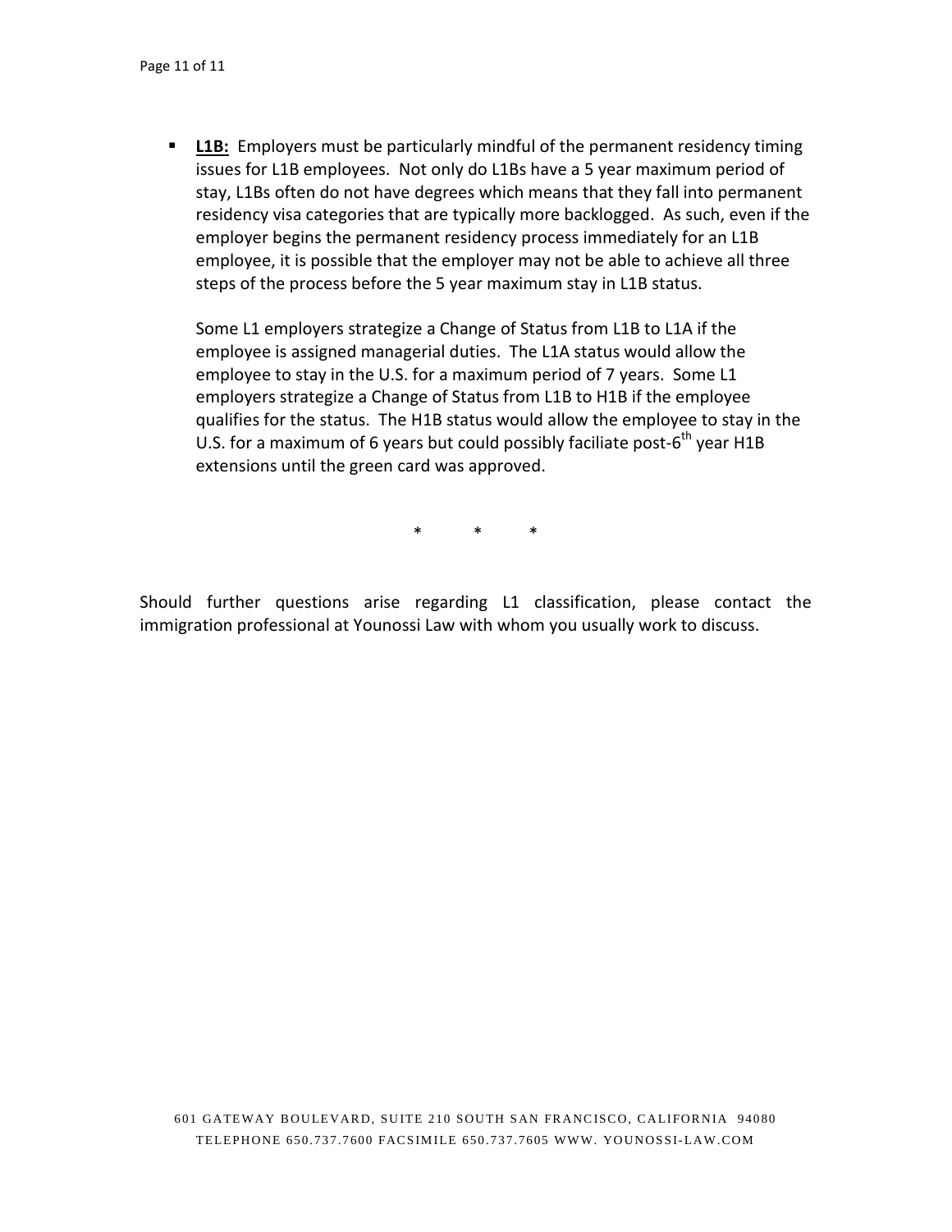- **<u>L1B:</u>** Employers must be particularly mindful of the permanent residency timing issues for L1B employees. Not only do L1Bs have a 5 year maximum period of stay, L1Bs often do not have degrees which means that they fall into permanent residency visa categories that are typically more backlogged. As such, even if the employer begins the permanent residency process immediately for an L1B employee, it is possible that the employer may not be able to achieve all three steps of the process before the 5 year maximum stay in L1B status.

  Some L1 employers strategize a Change of Status from L1B to L1A if the employee is assigned managerial duties. The L1A status would allow the employee to stay in the U.S. for a maximum period of 7 years. Some L1 employers strategize a Change of Status from L1B to H1B if the employee qualifies for the status. The H1B status would allow the employee to stay in the U.S. for a maximum of 6 years but could possibly faciliate post-6th year H1B extensions until the green card was approved.

\* \* \*

Should further questions arise regarding L1 classification, please contact the immigration professional at Younossi Law with whom you usually work to discuss.